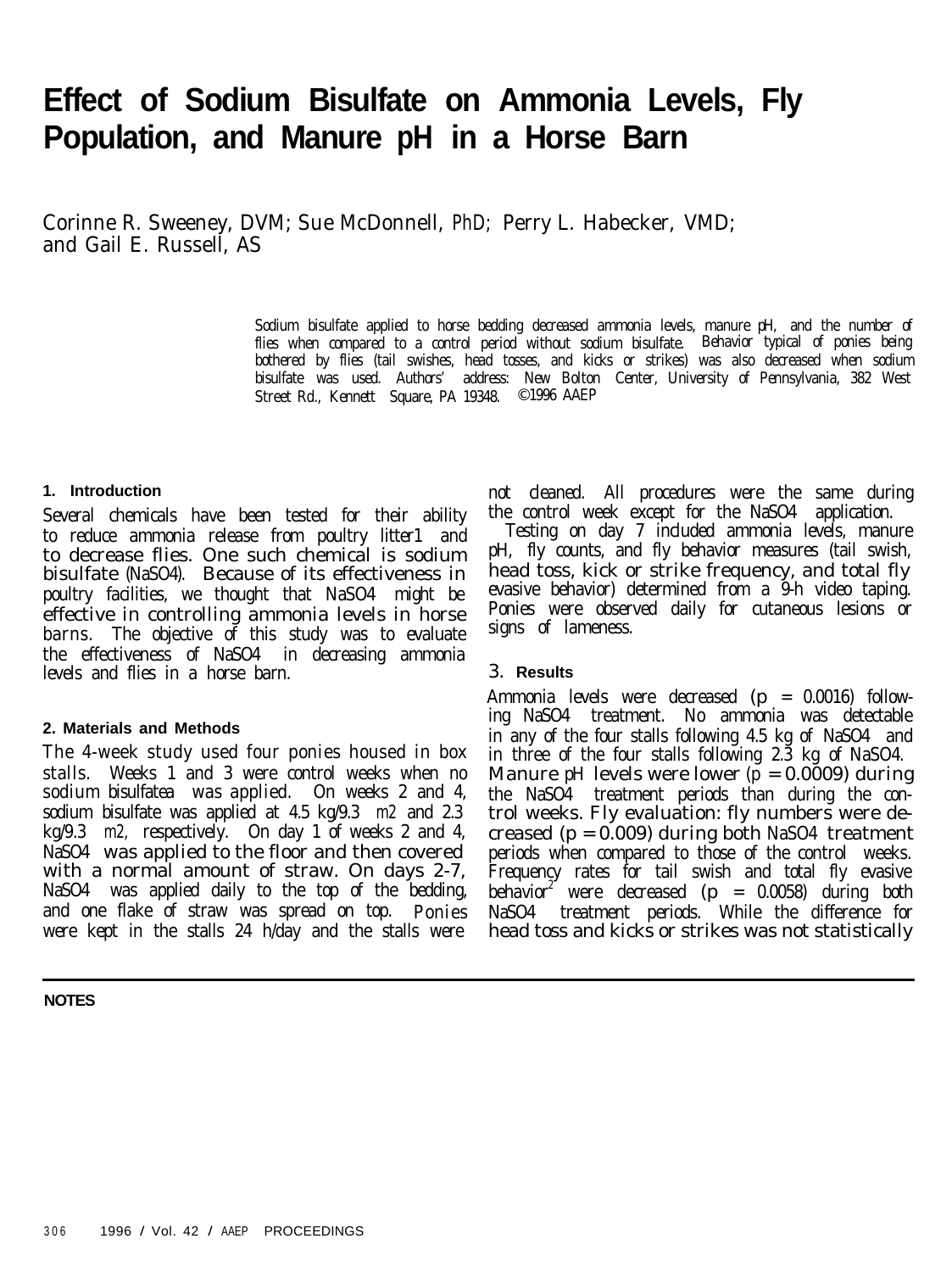# Effect of Sodium Bisulfate on Ammonia Levels, Fly Population, and Manure pH in a Horse Barn

Corinne R. Sweeney, DVM; Sue McDonnell, PhD; Perry L. Habecker, VMD; and Gail E. Russell, AS

Sodium bisulfate applied to horse bedding decreased ammonia levels, manure pH, and the number of flies when compared to a control period without sodium bisulfate. Behavior typical of ponies being bothered by flies (tail swishes, head tosses, and kicks or strikes) was also decreased when sodium bisulfate was used. Authors' address: New Bolton Center, University of Pennsylvania, 382 West Street Rd., Kennett Square, PA 19348. ©1996 AAEP

## 1. Introduction

Several chemicals have been tested for their ability to reduce ammonia release from poultry litter[1] and to decrease flies. One such chemical is sodium bisulfate ($NaSO_4$). Because of its effectiveness in poultry facilities, we thought that $NaSO_4$ might be effective in controlling ammonia levels in horse barns. The objective of this study was to evaluate the effectiveness of $NaSO_4$ in decreasing ammonia levels and flies in a horse barn.

## 2. Materials and Methods

The 4-week study used four ponies housed in box stalls. Weeks 1 and 3 were control weeks when no sodium bisulfate[a] was applied. On weeks 2 and 4, sodium bisulfate was applied at 4.5 kg/9.3 $m^2$ and 2.3 kg/9.3 $m^2$, respectively. On day 1 of weeks 2 and 4, $NaSO_4$ was applied to the floor and then covered with a normal amount of straw. On days 2-7, $NaSO_4$ was applied daily to the top of the bedding, and one flake of straw was spread on top. Ponies were kept in the stalls 24 h/day and the stalls were not cleaned. All procedures were the same during the control week except for the $NaSO_4$ application.

Testing on day 7 included ammonia levels, manure pH, fly counts, and fly behavior measures (tail swish, head toss, kick or strike frequency, and total fly evasive behavior) determined from a 9-h video taping. Ponies were observed daily for cutaneous lesions or signs of lameness.

## 3. Results

Ammonia levels were decreased ($p = 0.0016$) following $NaSO_4$ treatment. No ammonia was detectable in any of the four stalls following 4.5 kg of $NaSO_4$ and in three of the four stalls following 2.3 kg of $NaSO_4$. Manure pH levels were lower ($p = 0.0009$) during the $NaSO_4$ treatment periods than during the control weeks. Fly evaluation: fly numbers were decreased ($p = 0.009$) during both $NaSO_4$ treatment periods when compared to those of the control weeks. Frequency rates for tail swish and total fly evasive behavior[2] were decreased ($p = 0.0058$) during both $NaSO_4$ treatment periods. While the difference for head toss and kicks or strikes was not statistically

NOTES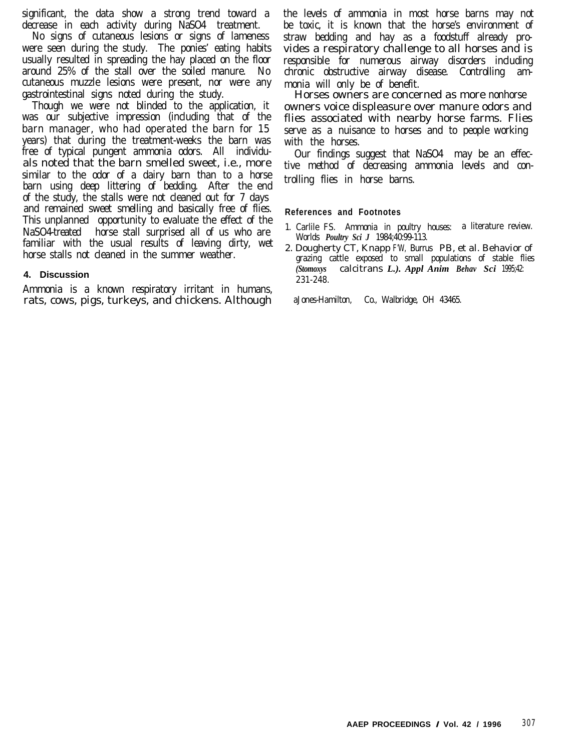significant, the data show a strong trend toward a decrease in each activity during $NaSO_4$ treatment.

No signs of cutaneous lesions or signs of lameness were seen during the study. The ponies' eating habits usually resulted in spreading the hay placed on the floor around 25% of the stall over the soiled manure. No cutaneous muzzle lesions were present, nor were any gastrointestinal signs noted during the study.

Though we were not blinded to the application, it was our subjective impression (including that of the barn manager, who had operated the barn for 15 years) that during the treatment-weeks the barn was free of typical pungent ammonia odors. All individuals noted that the barn smelled sweet, i.e., more similar to the odor of a dairy barn than to a horse barn using deep littering of bedding. After the end of the study, the stalls were not cleaned out for 7 days and remained sweet smelling and basically free of flies. This unplanned opportunity to evaluate the effect of the $NaSO_4$-treated horse stall surprised all of us who are familiar with the usual results of leaving dirty, wet horse stalls not cleaned in the summer weather.

## 4. Discussion

Ammonia is a known respiratory irritant in humans, rats, cows, pigs, turkeys, and chickens. Although the levels of ammonia in most horse barns may not be toxic, it is known that the horse's environment of straw bedding and hay as a foodstuff already provides a respiratory challenge to all horses and is responsible for numerous airway disorders including chronic obstructive airway disease. Controlling ammonia will only be of benefit.

Horses owners are concerned as more nonhorse owners voice displeasure over manure odors and flies associated with nearby horse farms. Flies serve as a nuisance to horses and to people working with the horses.

Our findings suggest that $NaSO_4$ may be an effective method of decreasing ammonia levels and controlling flies in horse barns.

### References and Footnotes

1. Carlile FS. Ammonia in poultry houses: a literature review. Worlds *Poultry Sci J* 1984;40:99-113.
2. Dougherty CT, Knapp FW, Burrus PB, et al. Behavior of grazing cattle exposed to small populations of stable flies *(Stomoxys calcitrans L.). Appl Anim Behav Sci* 1995;42: 231-248.

[a]Jones-Hamilton, Co., Walbridge, OH 43465.